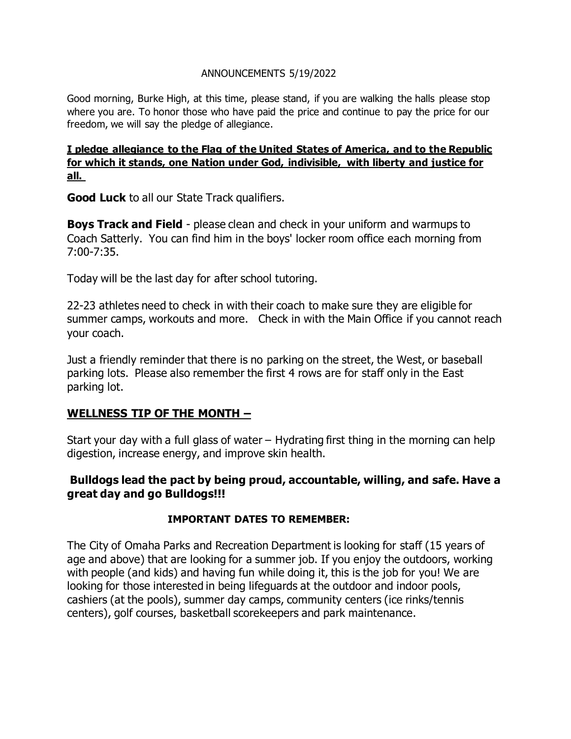ANNOUNCEMENTS 5/19/2022

Good morning, Burke High, at this time, please stand, if you are walking the halls please stop where you are. To honor those who have paid the price and continue to pay the price for our freedom, we will say the pledge of allegiance.

**I pledge allegiance to the Flag of the United States of America, and to the Republic for which it stands, one Nation under God, indivisible, with liberty and justice for all.**

**Good Luck** to all our State Track qualifiers.

**Boys Track and Field** - please clean and check in your uniform and warmups to Coach Satterly. You can find him in the boys' locker room office each morning from 7:00-7:35.

Today will be the last day for after school tutoring.

22-23 athletes need to check in with their coach to make sure they are eligible for summer camps, workouts and more. Check in with the Main Office if you cannot reach your coach.

Just a friendly reminder that there is no parking on the street, the West, or baseball parking lots. Please also remember the first 4 rows are for staff only in the East parking lot.

## WELLNESS TIP OF THE MONTH –

Start your day with a full glass of water – Hydrating first thing in the morning can help digestion, increase energy, and improve skin health.

**Bulldogs lead the pact by being proud, accountable, willing, and safe. Have a great day and go Bulldogs!!!**

### IMPORTANT DATES TO REMEMBER:

The City of Omaha Parks and Recreation Department is looking for staff (15 years of age and above) that are looking for a summer job. If you enjoy the outdoors, working with people (and kids) and having fun while doing it, this is the job for you! We are looking for those interested in being lifeguards at the outdoor and indoor pools, cashiers (at the pools), summer day camps, community centers (ice rinks/tennis centers), golf courses, basketball scorekeepers and park maintenance.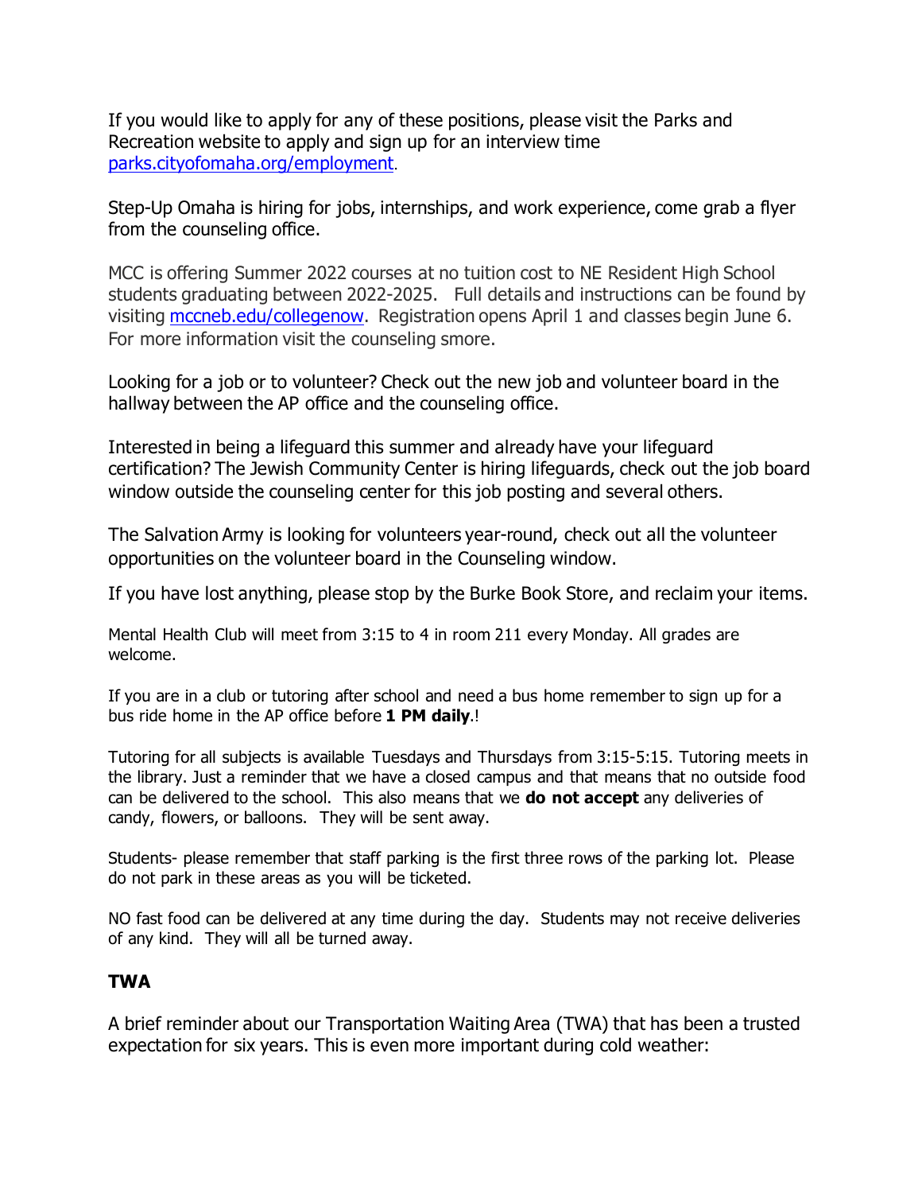If you would like to apply for any of these positions, please visit the Parks and Recreation website to apply and sign up for an interview time [parks.cityofomaha.org/employment](parks.cityofomaha.org/employment).

Step-Up Omaha is hiring for jobs, internships, and work experience, come grab a flyer from the counseling office.

MCC is offering Summer 2022 courses at no tuition cost to NE Resident High School students graduating between 2022-2025. Full details and instructions can be found by visiting [mccneb.edu/collegenow](mccneb.edu/collegenow). Registration opens April 1 and classes begin June 6. For more information visit the counseling smore.

Looking for a job or to volunteer? Check out the new job and volunteer board in the hallway between the AP office and the counseling office.

Interested in being a lifeguard this summer and already have your lifeguard certification? The Jewish Community Center is hiring lifeguards, check out the job board window outside the counseling center for this job posting and several others.

The Salvation Army is looking for volunteers year-round, check out all the volunteer opportunities on the volunteer board in the Counseling window.

If you have lost anything, please stop by the Burke Book Store, and reclaim your items.

Mental Health Club will meet from 3:15 to 4 in room 211 every Monday. All grades are welcome.

If you are in a club or tutoring after school and need a bus home remember to sign up for a bus ride home in the AP office before **1 PM daily**.!

Tutoring for all subjects is available Tuesdays and Thursdays from 3:15-5:15. Tutoring meets in the library. Just a reminder that we have a closed campus and that means that no outside food can be delivered to the school. This also means that we **do not accept** any deliveries of candy, flowers, or balloons. They will be sent away.

Students- please remember that staff parking is the first three rows of the parking lot. Please do not park in these areas as you will be ticketed.

NO fast food can be delivered at any time during the day. Students may not receive deliveries of any kind. They will all be turned away.

**TWA**

A brief reminder about our Transportation Waiting Area (TWA) that has been a trusted expectation for six years. This is even more important during cold weather: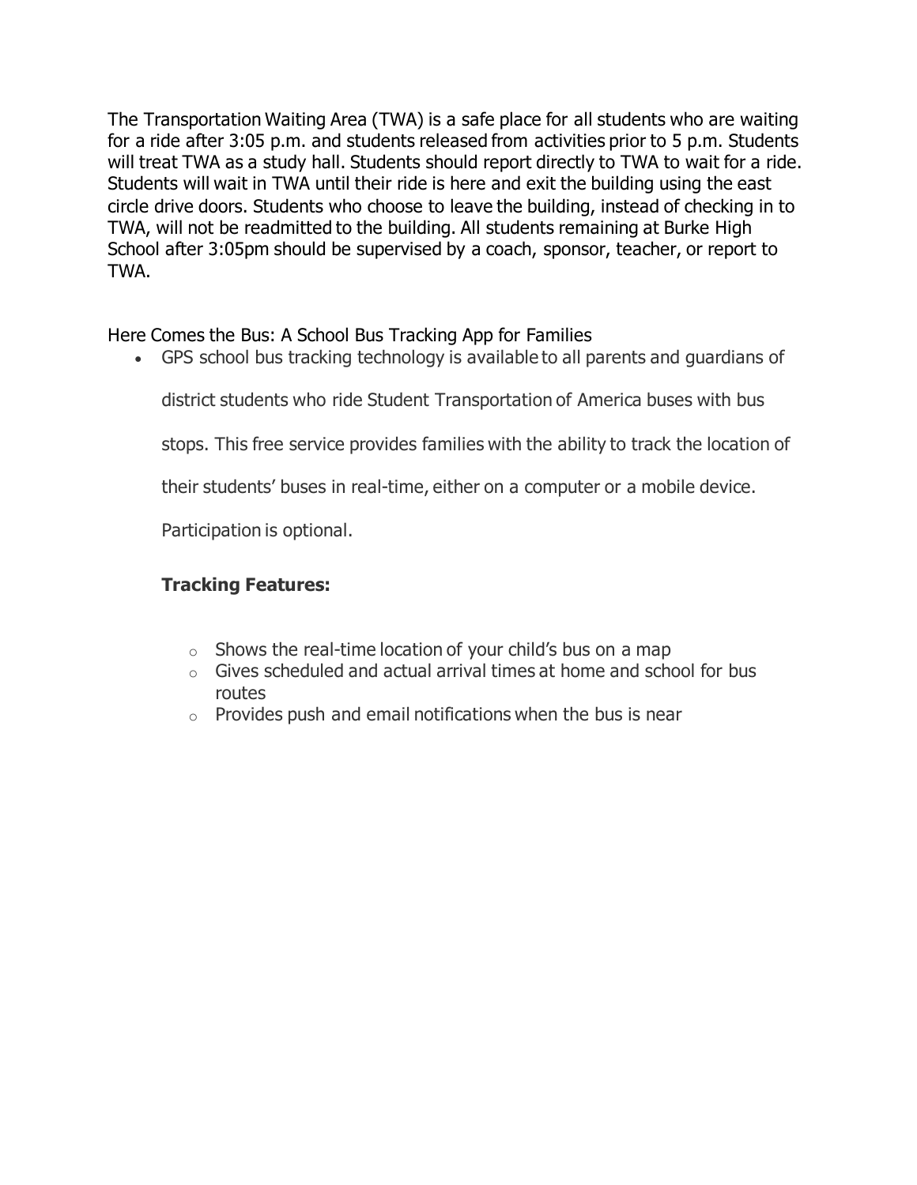The Transportation Waiting Area (TWA) is a safe place for all students who are waiting for a ride after 3:05 p.m. and students released from activities prior to 5 p.m. Students will treat TWA as a study hall. Students should report directly to TWA to wait for a ride. Students will wait in TWA until their ride is here and exit the building using the east circle drive doors. Students who choose to leave the building, instead of checking in to TWA, will not be readmitted to the building. All students remaining at Burke High School after 3:05pm should be supervised by a coach, sponsor, teacher, or report to TWA.

Here Comes the Bus: A School Bus Tracking App for Families

- GPS school bus tracking technology is available to all parents and guardians of district students who ride Student Transportation of America buses with bus stops. This free service provides families with the ability to track the location of their students' buses in real-time, either on a computer or a mobile device. Participation is optional.

  **Tracking Features:**

  - Shows the real-time location of your child's bus on a map
  - Gives scheduled and actual arrival times at home and school for bus routes
  - Provides push and email notifications when the bus is near